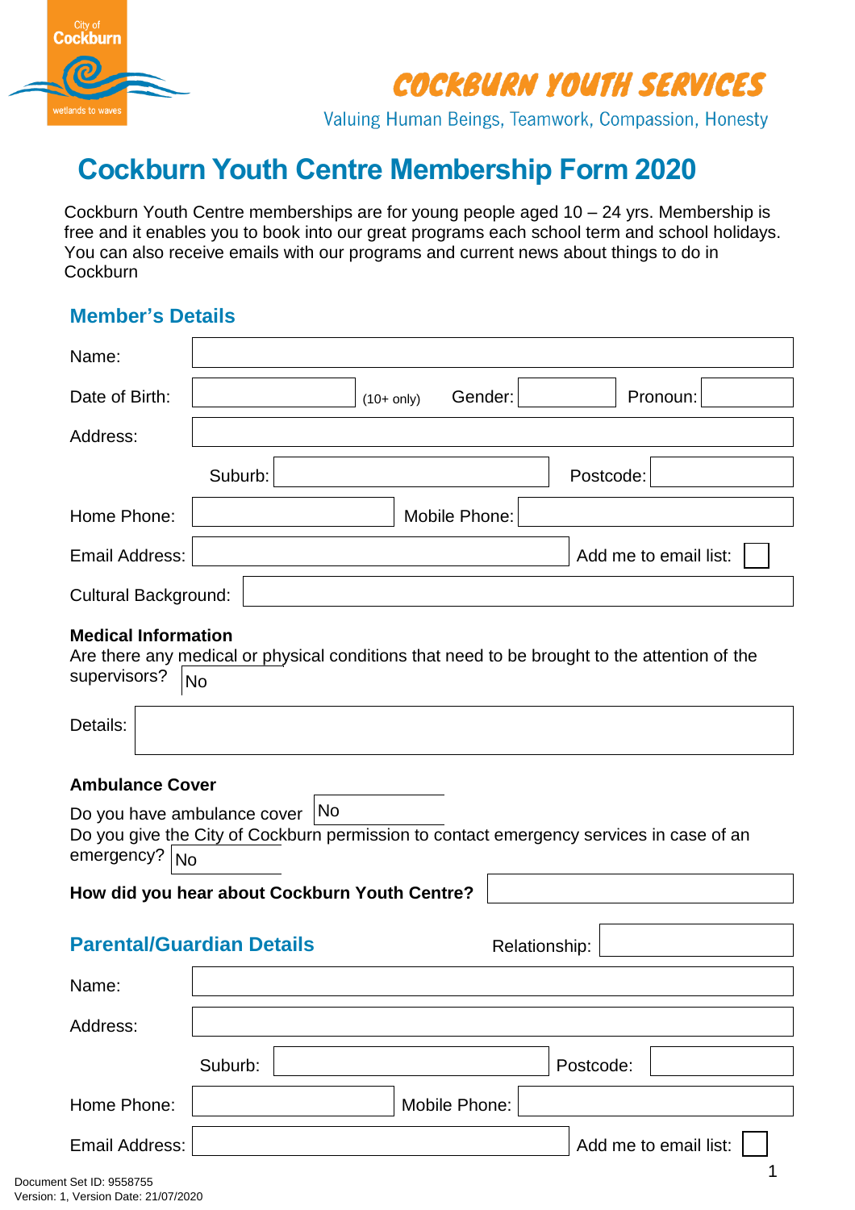City of Cockburn
wetlands to waves

**COCKBURN YOUTH SERVICES**

Valuing Human Beings, Teamwork, Compassion, Honesty

# Cockburn Youth Centre Membership Form 2020

Cockburn Youth Centre memberships are for young people aged 10 – 24 yrs. Membership is free and it enables you to book into our great programs each school term and school holidays. You can also receive emails with our programs and current news about things to do in Cockburn

## Member's Details

Name:

Date of Birth: (10+ only) Gender: Pronoun:

Address:

Suburb: Postcode:

Home Phone: Mobile Phone:

Email Address: Add me to email list: ☐

Cultural Background:

**Medical Information**

Are there any medical or physical conditions that need to be brought to the attention of the supervisors? No

Details:

**Ambulance Cover**

Do you have ambulance cover No

Do you give the City of Cockburn permission to contact emergency services in case of an emergency? No

**How did you hear about Cockburn Youth Centre?**

## Parental/Guardian Details

Relationship:

Name:

Address:

Suburb: Postcode:

Home Phone: Mobile Phone:

Email Address: Add me to email list: ☐

Document Set ID: 9558755
Version: 1, Version Date: 21/07/2020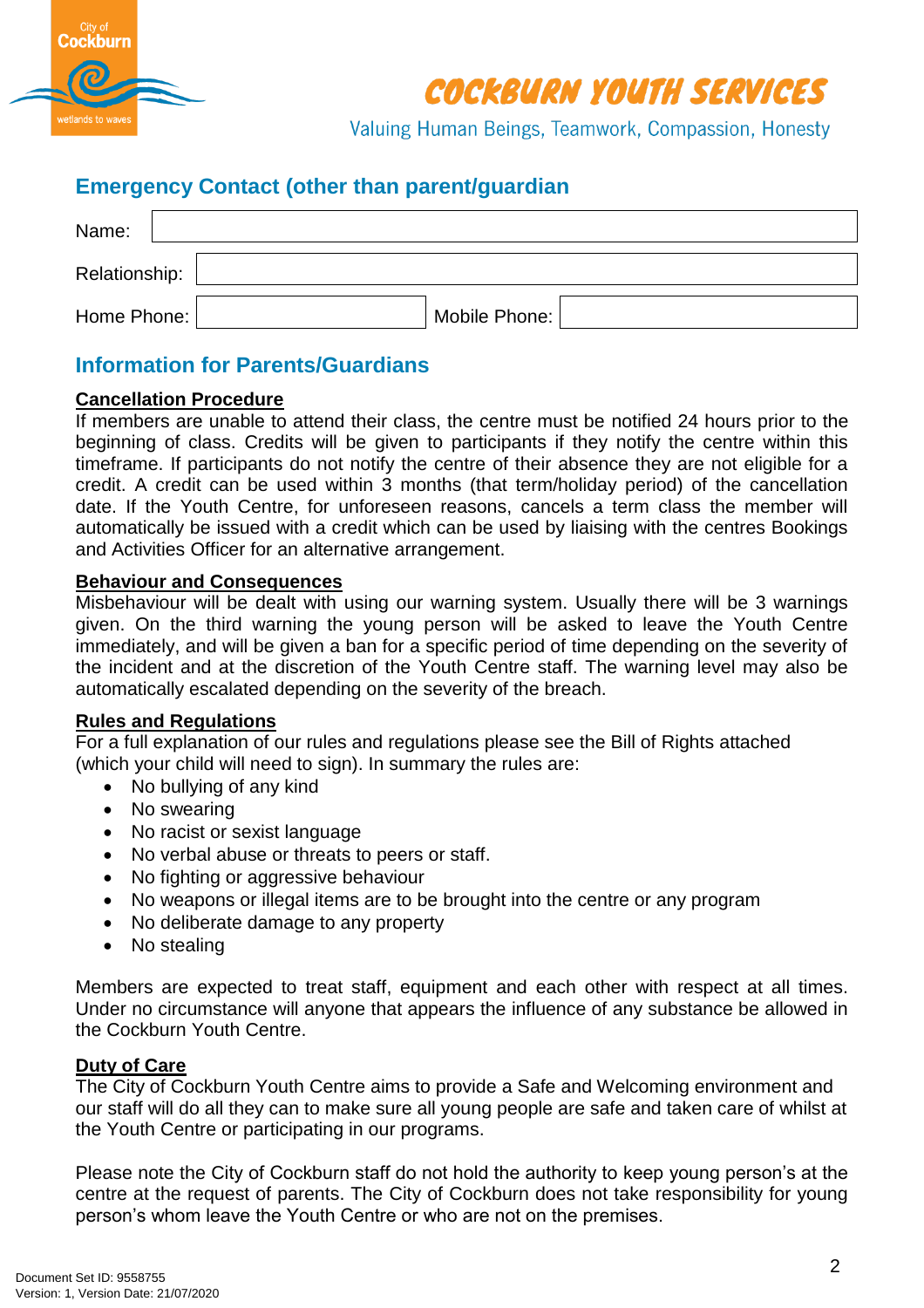## Emergency Contact (other than parent/guardian

| | |
|---|---|
| Name: | |
| Relationship: | |
| Home Phone: | Mobile Phone: |

## Information for Parents/Guardians

**Cancellation Procedure**

If members are unable to attend their class, the centre must be notified 24 hours prior to the beginning of class. Credits will be given to participants if they notify the centre within this timeframe. If participants do not notify the centre of their absence they are not eligible for a credit. A credit can be used within 3 months (that term/holiday period) of the cancellation date. If the Youth Centre, for unforeseen reasons, cancels a term class the member will automatically be issued with a credit which can be used by liaising with the centres Bookings and Activities Officer for an alternative arrangement.

**Behaviour and Consequences**

Misbehaviour will be dealt with using our warning system. Usually there will be 3 warnings given. On the third warning the young person will be asked to leave the Youth Centre immediately, and will be given a ban for a specific period of time depending on the severity of the incident and at the discretion of the Youth Centre staff. The warning level may also be automatically escalated depending on the severity of the breach.

**Rules and Regulations**

For a full explanation of our rules and regulations please see the Bill of Rights attached (which your child will need to sign). In summary the rules are:

- No bullying of any kind
- No swearing
- No racist or sexist language
- No verbal abuse or threats to peers or staff.
- No fighting or aggressive behaviour
- No weapons or illegal items are to be brought into the centre or any program
- No deliberate damage to any property
- No stealing

Members are expected to treat staff, equipment and each other with respect at all times. Under no circumstance will anyone that appears the influence of any substance be allowed in the Cockburn Youth Centre.

**Duty of Care**

The City of Cockburn Youth Centre aims to provide a Safe and Welcoming environment and our staff will do all they can to make sure all young people are safe and taken care of whilst at the Youth Centre or participating in our programs.

Please note the City of Cockburn staff do not hold the authority to keep young person's at the centre at the request of parents. The City of Cockburn does not take responsibility for young person's whom leave the Youth Centre or who are not on the premises.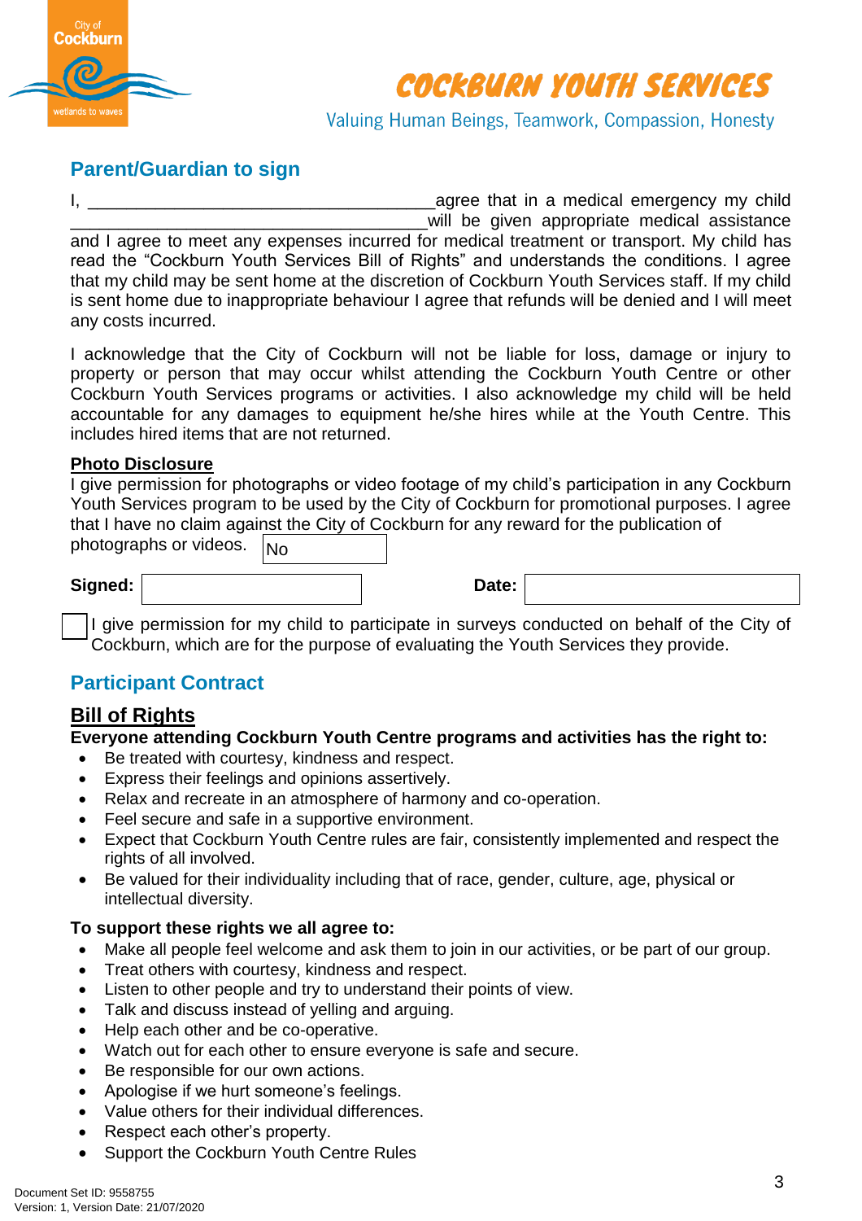City of Cockburn
wetlands to waves

# COCKBURN YOUTH SERVICES

Valuing Human Beings, Teamwork, Compassion, Honesty

## Parent/Guardian to sign

I, _____________________________________ agree that in a medical emergency my child _____________________________________ will be given appropriate medical assistance and I agree to meet any expenses incurred for medical treatment or transport. My child has read the "Cockburn Youth Services Bill of Rights" and understands the conditions. I agree that my child may be sent home at the discretion of Cockburn Youth Services staff. If my child is sent home due to inappropriate behaviour I agree that refunds will be denied and I will meet any costs incurred.

I acknowledge that the City of Cockburn will not be liable for loss, damage or injury to property or person that may occur whilst attending the Cockburn Youth Centre or other Cockburn Youth Services programs or activities. I also acknowledge my child will be held accountable for any damages to equipment he/she hires while at the Youth Centre. This includes hired items that are not returned.

**Photo Disclosure**

I give permission for photographs or video footage of my child's participation in any Cockburn Youth Services program to be used by the City of Cockburn for promotional purposes. I agree that I have no claim against the City of Cockburn for any reward for the publication of photographs or videos. No

**Signed:** __________________ **Date:** __________________

☐ I give permission for my child to participate in surveys conducted on behalf of the City of Cockburn, which are for the purpose of evaluating the Youth Services they provide.

## Participant Contract

### Bill of Rights

**Everyone attending Cockburn Youth Centre programs and activities has the right to:**

- Be treated with courtesy, kindness and respect.
- Express their feelings and opinions assertively.
- Relax and recreate in an atmosphere of harmony and co-operation.
- Feel secure and safe in a supportive environment.
- Expect that Cockburn Youth Centre rules are fair, consistently implemented and respect the rights of all involved.
- Be valued for their individuality including that of race, gender, culture, age, physical or intellectual diversity.

**To support these rights we all agree to:**

- Make all people feel welcome and ask them to join in our activities, or be part of our group.
- Treat others with courtesy, kindness and respect.
- Listen to other people and try to understand their points of view.
- Talk and discuss instead of yelling and arguing.
- Help each other and be co-operative.
- Watch out for each other to ensure everyone is safe and secure.
- Be responsible for our own actions.
- Apologise if we hurt someone's feelings.
- Value others for their individual differences.
- Respect each other's property.
- Support the Cockburn Youth Centre Rules

Document Set ID: 9558755
Version: 1, Version Date: 21/07/2020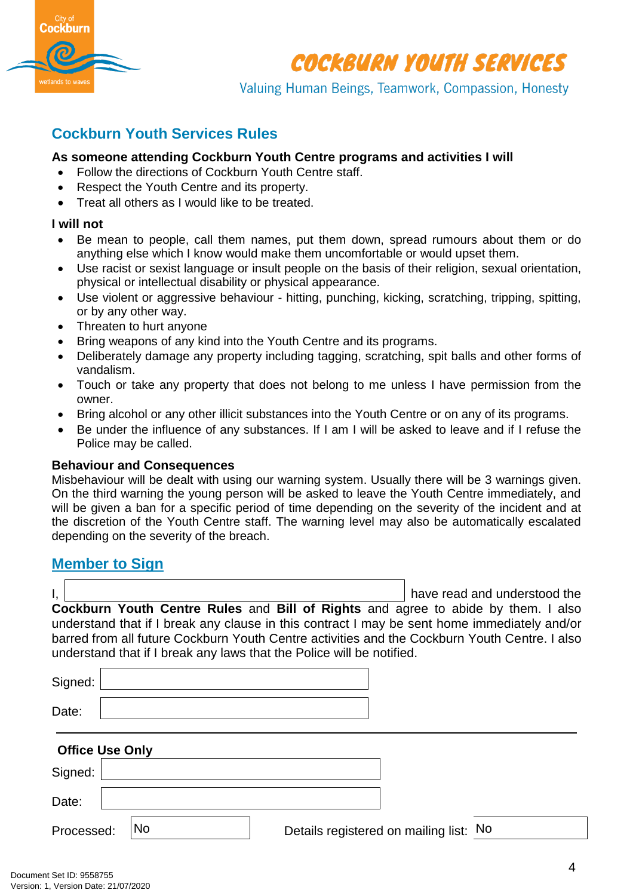City of Cockburn
wetlands to waves

# COCKBURN YOUTH SERVICES

Valuing Human Beings, Teamwork, Compassion, Honesty

## Cockburn Youth Services Rules

**As someone attending Cockburn Youth Centre programs and activities I will**

- Follow the directions of Cockburn Youth Centre staff.
- Respect the Youth Centre and its property.
- Treat all others as I would like to be treated.

**I will not**

- Be mean to people, call them names, put them down, spread rumours about them or do anything else which I know would make them uncomfortable or would upset them.
- Use racist or sexist language or insult people on the basis of their religion, sexual orientation, physical or intellectual disability or physical appearance.
- Use violent or aggressive behaviour - hitting, punching, kicking, scratching, tripping, spitting, or by any other way.
- Threaten to hurt anyone
- Bring weapons of any kind into the Youth Centre and its programs.
- Deliberately damage any property including tagging, scratching, spit balls and other forms of vandalism.
- Touch or take any property that does not belong to me unless I have permission from the owner.
- Bring alcohol or any other illicit substances into the Youth Centre or on any of its programs.
- Be under the influence of any substances. If I am I will be asked to leave and if I refuse the Police may be called.

**Behaviour and Consequences**

Misbehaviour will be dealt with using our warning system. Usually there will be 3 warnings given. On the third warning the young person will be asked to leave the Youth Centre immediately, and will be given a ban for a specific period of time depending on the severity of the incident and at the discretion of the Youth Centre staff. The warning level may also be automatically escalated depending on the severity of the breach.

## Member to Sign

I, ______________________________ have read and understood the **Cockburn Youth Centre Rules** and **Bill of Rights** and agree to abide by them. I also understand that if I break any clause in this contract I may be sent home immediately and/or barred from all future Cockburn Youth Centre activities and the Cockburn Youth Centre. I also understand that if I break any laws that the Police will be notified.

Signed: ______________________________

Date: ______________________________

---

**Office Use Only**

Signed: ______________________________

Date: ______________________________

Processed: No

Details registered on mailing list: No

Document Set ID: 9558755
Version: 1, Version Date: 21/07/2020